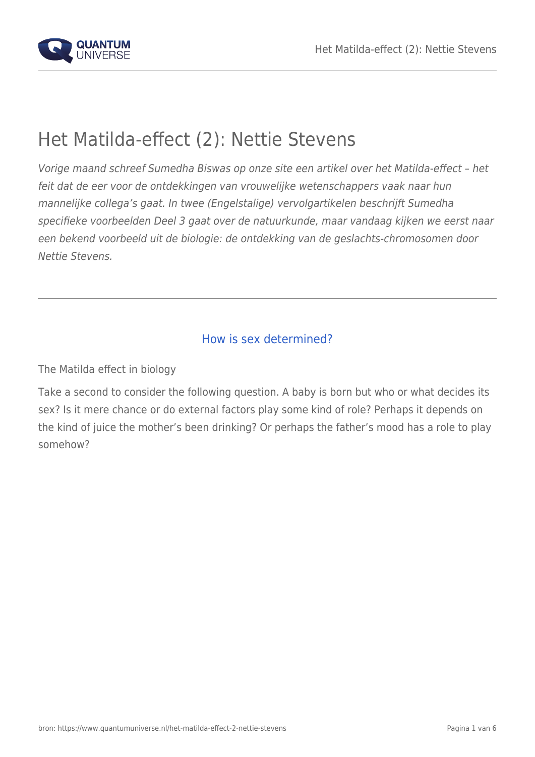# Het Matilda-effect (2): Nettie Stevens

*Vorige maand schreef Sumedha Biswas op onze site een artikel over het Matilda-effect – het feit dat de eer voor de ontdekkingen van vrouwelijke wetenschappers vaak naar hun mannelijke collega's gaat. In twee (Engelstalige) vervolgartikelen beschrijft Sumedha specifieke voorbeelden Deel 3 gaat over de natuurkunde, maar vandaag kijken we eerst naar een bekend voorbeeld uit de biologie: de ontdekking van de geslachts-chromosomen door Nettie Stevens.*

---

## How is sex determined?

The Matilda effect in biology

Take a second to consider the following question. A baby is born but who or what decides its sex? Is it mere chance or do external factors play some kind of role? Perhaps it depends on the kind of juice the mother's been drinking? Or perhaps the father's mood has a role to play somehow?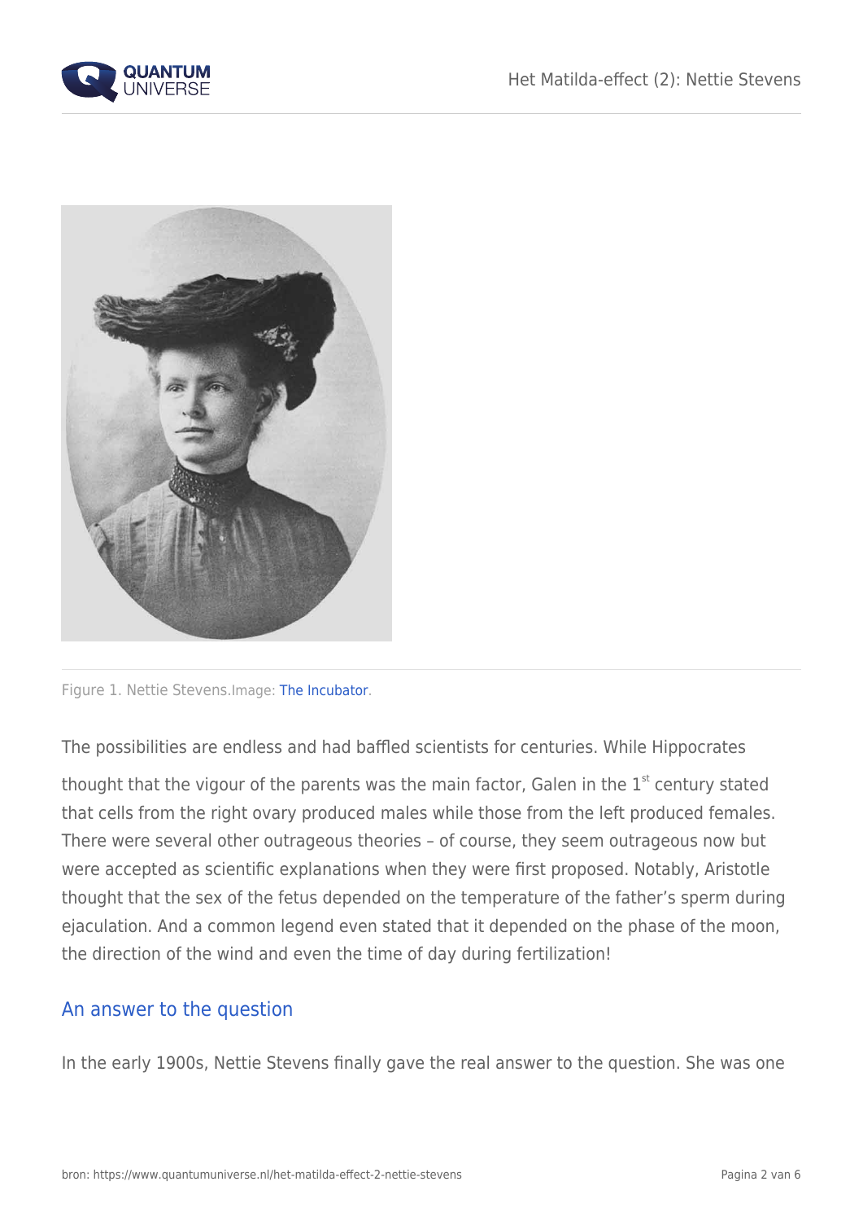Figure 1. Nettie Stevens.Image: The Incubator.

The possibilities are endless and had baffled scientists for centuries. While Hippocrates thought that the vigour of the parents was the main factor, Galen in the 1st century stated that cells from the right ovary produced males while those from the left produced females. There were several other outrageous theories – of course, they seem outrageous now but were accepted as scientific explanations when they were first proposed. Notably, Aristotle thought that the sex of the fetus depended on the temperature of the father's sperm during ejaculation. And a common legend even stated that it depended on the phase of the moon, the direction of the wind and even the time of day during fertilization!

## An answer to the question

In the early 1900s, Nettie Stevens finally gave the real answer to the question. She was one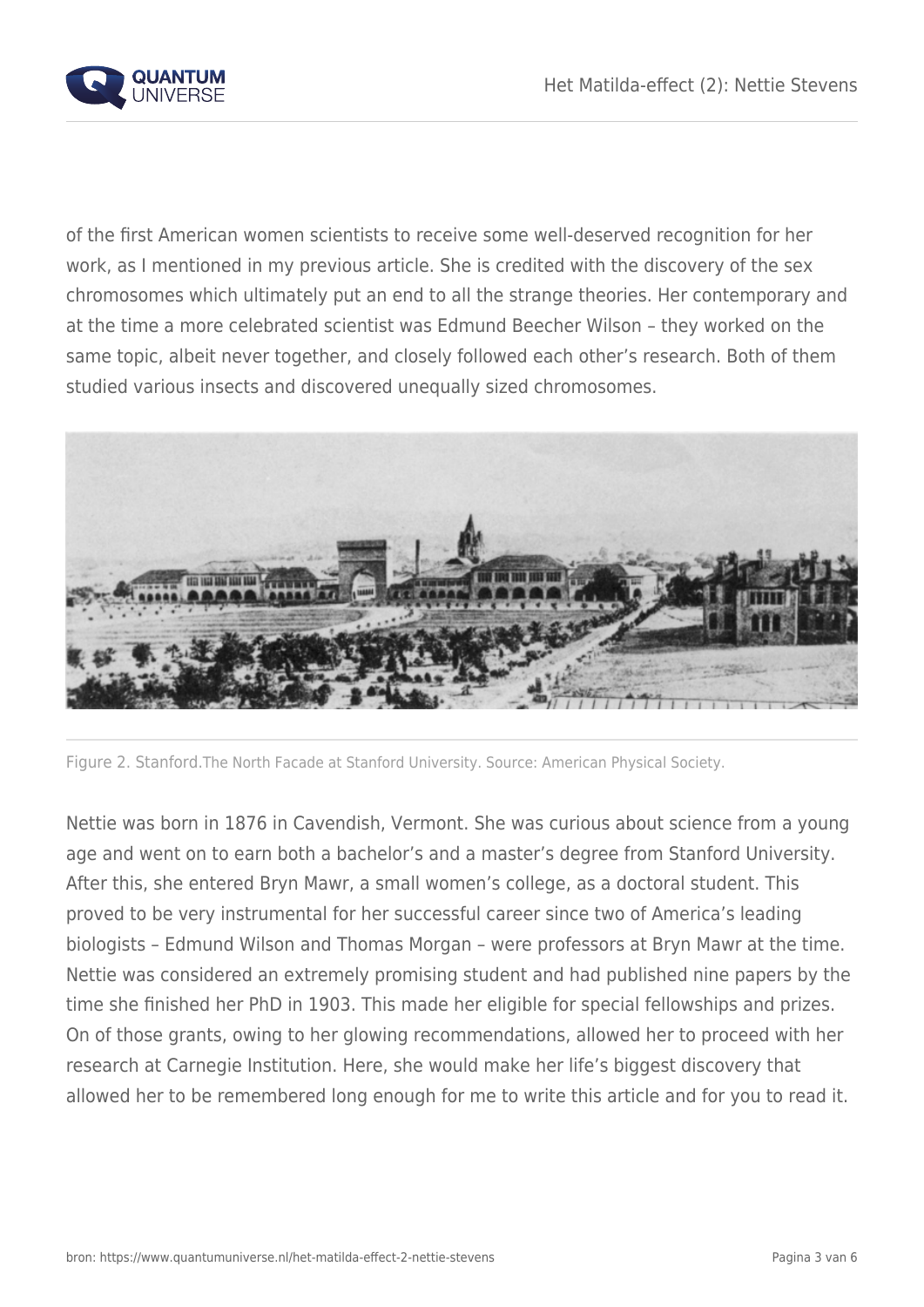of the first American women scientists to receive some well-deserved recognition for her work, as I mentioned in my previous article. She is credited with the discovery of the sex chromosomes which ultimately put an end to all the strange theories. Her contemporary and at the time a more celebrated scientist was Edmund Beecher Wilson – they worked on the same topic, albeit never together, and closely followed each other's research. Both of them studied various insects and discovered unequally sized chromosomes.

Figure 2. Stanford.The North Facade at Stanford University. Source: American Physical Society.

Nettie was born in 1876 in Cavendish, Vermont. She was curious about science from a young age and went on to earn both a bachelor's and a master's degree from Stanford University. After this, she entered Bryn Mawr, a small women's college, as a doctoral student. This proved to be very instrumental for her successful career since two of America's leading biologists – Edmund Wilson and Thomas Morgan – were professors at Bryn Mawr at the time. Nettie was considered an extremely promising student and had published nine papers by the time she finished her PhD in 1903. This made her eligible for special fellowships and prizes. On of those grants, owing to her glowing recommendations, allowed her to proceed with her research at Carnegie Institution. Here, she would make her life's biggest discovery that allowed her to be remembered long enough for me to write this article and for you to read it.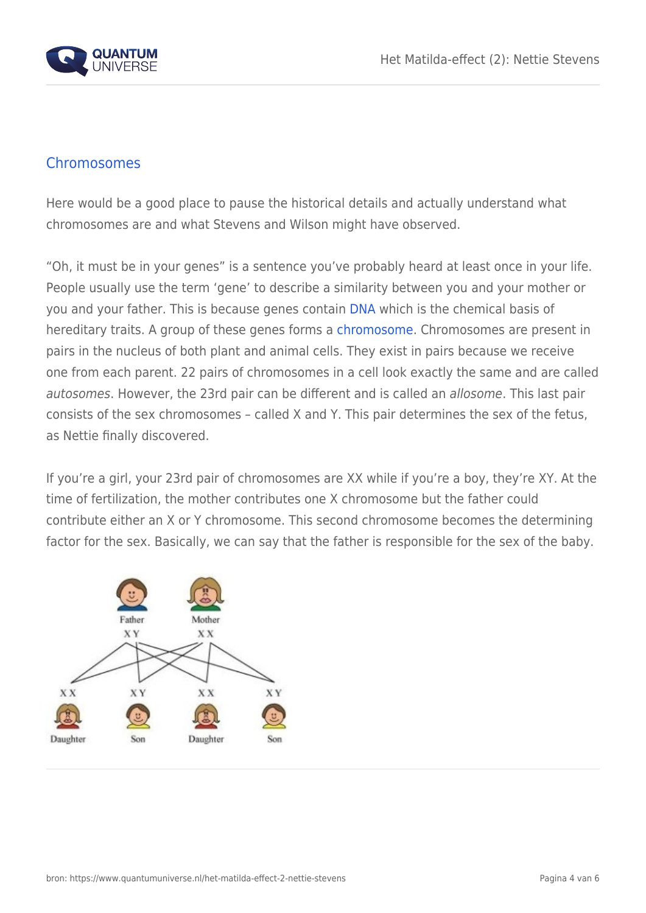## Chromosomes

Here would be a good place to pause the historical details and actually understand what chromosomes are and what Stevens and Wilson might have observed.

"Oh, it must be in your genes" is a sentence you've probably heard at least once in your life. People usually use the term 'gene' to describe a similarity between you and your mother or you and your father. This is because genes contain DNA which is the chemical basis of hereditary traits. A group of these genes forms a chromosome. Chromosomes are present in pairs in the nucleus of both plant and animal cells. They exist in pairs because we receive one from each parent. 22 pairs of chromosomes in a cell look exactly the same and are called *autosomes*. However, the 23rd pair can be different and is called an *allosome*. This last pair consists of the sex chromosomes – called X and Y. This pair determines the sex of the fetus, as Nettie finally discovered.

If you're a girl, your 23rd pair of chromosomes are XX while if you're a boy, they're XY. At the time of fertilization, the mother contributes one X chromosome but the father could contribute either an X or Y chromosome. This second chromosome becomes the determining factor for the sex. Basically, we can say that the father is responsible for the sex of the baby.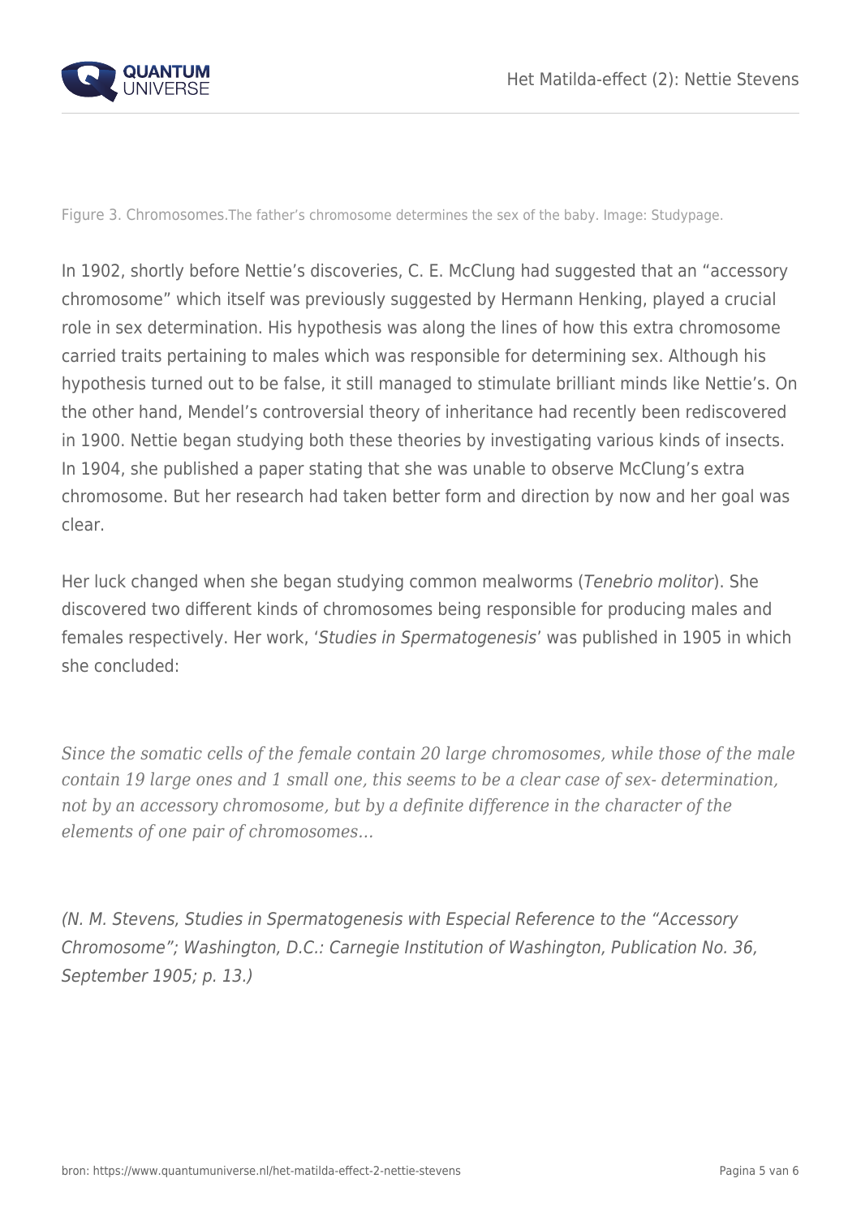Figure 3. Chromosomes.The father's chromosome determines the sex of the baby. Image: Studypage.

In 1902, shortly before Nettie's discoveries, C. E. McClung had suggested that an "accessory chromosome" which itself was previously suggested by Hermann Henking, played a crucial role in sex determination. His hypothesis was along the lines of how this extra chromosome carried traits pertaining to males which was responsible for determining sex. Although his hypothesis turned out to be false, it still managed to stimulate brilliant minds like Nettie's. On the other hand, Mendel's controversial theory of inheritance had recently been rediscovered in 1900. Nettie began studying both these theories by investigating various kinds of insects. In 1904, she published a paper stating that she was unable to observe McClung's extra chromosome. But her research had taken better form and direction by now and her goal was clear.

Her luck changed when she began studying common mealworms (*Tenebrio molitor*). She discovered two different kinds of chromosomes being responsible for producing males and females respectively. Her work, '*Studies in Spermatogenesis*' was published in 1905 in which she concluded:

*Since the somatic cells of the female contain 20 large chromosomes, while those of the male contain 19 large ones and 1 small one, this seems to be a clear case of sex- determination, not by an accessory chromosome, but by a definite difference in the character of the elements of one pair of chromosomes…*

*(N. M. Stevens, Studies in Spermatogenesis with Especial Reference to the "Accessory Chromosome"; Washington, D.C.: Carnegie Institution of Washington, Publication No. 36, September 1905; p. 13.)*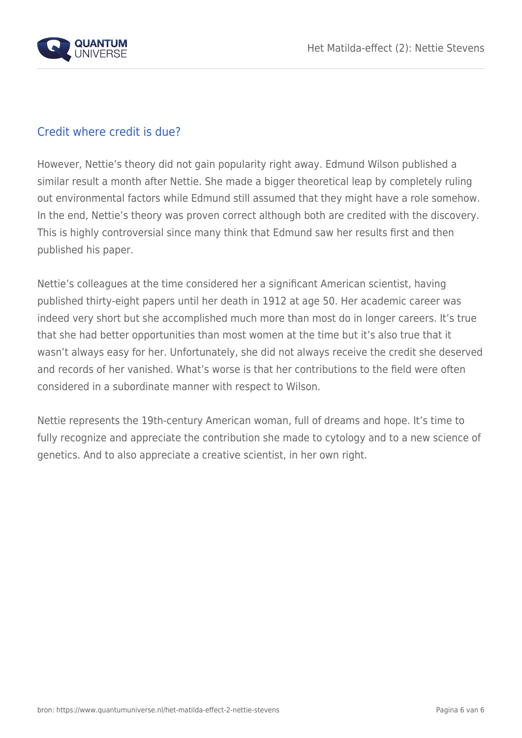## Credit where credit is due?

However, Nettie's theory did not gain popularity right away. Edmund Wilson published a similar result a month after Nettie. She made a bigger theoretical leap by completely ruling out environmental factors while Edmund still assumed that they might have a role somehow. In the end, Nettie's theory was proven correct although both are credited with the discovery. This is highly controversial since many think that Edmund saw her results first and then published his paper.

Nettie's colleagues at the time considered her a significant American scientist, having published thirty-eight papers until her death in 1912 at age 50. Her academic career was indeed very short but she accomplished much more than most do in longer careers. It's true that she had better opportunities than most women at the time but it's also true that it wasn't always easy for her. Unfortunately, she did not always receive the credit she deserved and records of her vanished. What's worse is that her contributions to the field were often considered in a subordinate manner with respect to Wilson.

Nettie represents the 19th-century American woman, full of dreams and hope. It's time to fully recognize and appreciate the contribution she made to cytology and to a new science of genetics. And to also appreciate a creative scientist, in her own right.